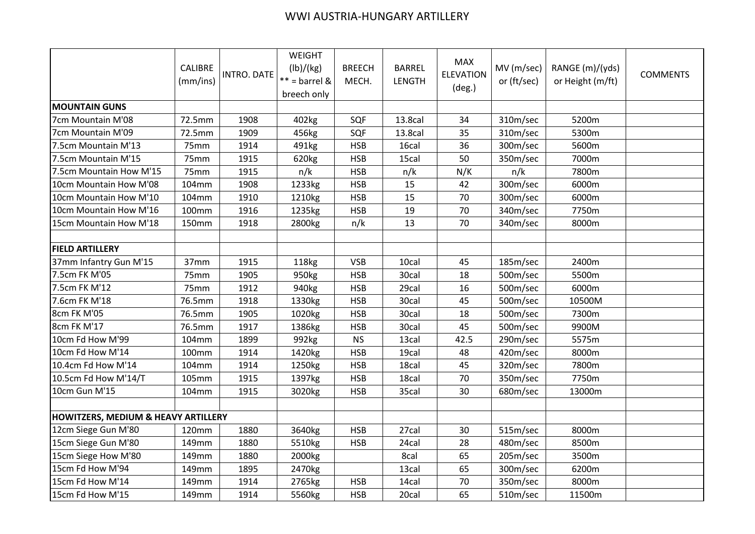# WWI AUSTRIA-HUNGARY ARTILLERY

| | CALIBRE (mm/ins) | INTRO. DATE | WEIGHT (lb)/(kg) ** = barrel & breech only | BREECH MECH. | BARREL LENGTH | MAX ELEVATION (deg.) | MV (m/sec) or (ft/sec) | RANGE (m)/(yds) or Height (m/ft) | COMMENTS |
|---|---|---|---|---|---|---|---|---|---|
| **MOUNTAIN GUNS** | | | | | | | | | |
| 7cm Mountain M'08 | 72.5mm | 1908 | 402kg | SQF | 13.8cal | 34 | 310m/sec | 5200m | |
| 7cm Mountain M'09 | 72.5mm | 1909 | 456kg | SQF | 13.8cal | 35 | 310m/sec | 5300m | |
| 7.5cm Mountain M'13 | 75mm | 1914 | 491kg | HSB | 16cal | 36 | 300m/sec | 5600m | |
| 7.5cm Mountain M'15 | 75mm | 1915 | 620kg | HSB | 15cal | 50 | 350m/sec | 7000m | |
| 7.5cm Mountain How M'15 | 75mm | 1915 | n/k | HSB | n/k | N/K | n/k | 7800m | |
| 10cm Mountain How M'08 | 104mm | 1908 | 1233kg | HSB | 15 | 42 | 300m/sec | 6000m | |
| 10cm Mountain How M'10 | 104mm | 1910 | 1210kg | HSB | 15 | 70 | 300m/sec | 6000m | |
| 10cm Mountain How M'16 | 100mm | 1916 | 1235kg | HSB | 19 | 70 | 340m/sec | 7750m | |
| 15cm Mountain How M'18 | 150mm | 1918 | 2800kg | n/k | 13 | 70 | 340m/sec | 8000m | |
| | | | | | | | | | |
| **FIELD ARTILLERY** | | | | | | | | | |
| 37mm Infantry Gun M'15 | 37mm | 1915 | 118kg | VSB | 10cal | 45 | 185m/sec | 2400m | |
| 7.5cm FK M'05 | 75mm | 1905 | 950kg | HSB | 30cal | 18 | 500m/sec | 5500m | |
| 7.5cm FK M'12 | 75mm | 1912 | 940kg | HSB | 29cal | 16 | 500m/sec | 6000m | |
| 7.6cm FK M'18 | 76.5mm | 1918 | 1330kg | HSB | 30cal | 45 | 500m/sec | 10500M | |
| 8cm FK M'05 | 76.5mm | 1905 | 1020kg | HSB | 30cal | 18 | 500m/sec | 7300m | |
| 8cm FK M'17 | 76.5mm | 1917 | 1386kg | HSB | 30cal | 45 | 500m/sec | 9900M | |
| 10cm Fd How M'99 | 104mm | 1899 | 992kg | NS | 13cal | 42.5 | 290m/sec | 5575m | |
| 10cm Fd How M'14 | 100mm | 1914 | 1420kg | HSB | 19cal | 48 | 420m/sec | 8000m | |
| 10.4cm Fd How M'14 | 104mm | 1914 | 1250kg | HSB | 18cal | 45 | 320m/sec | 7800m | |
| 10.5cm Fd How M'14/T | 105mm | 1915 | 1397kg | HSB | 18cal | 70 | 350m/sec | 7750m | |
| 10cm Gun M'15 | 104mm | 1915 | 3020kg | HSB | 35cal | 30 | 680m/sec | 13000m | |
| | | | | | | | | | |
| **HOWITZERS, MEDIUM & HEAVY ARTILLERY** | | | | | | | | | |
| 12cm Siege Gun M'80 | 120mm | 1880 | 3640kg | HSB | 27cal | 30 | 515m/sec | 8000m | |
| 15cm Siege Gun M'80 | 149mm | 1880 | 5510kg | HSB | 24cal | 28 | 480m/sec | 8500m | |
| 15cm Siege How M'80 | 149mm | 1880 | 2000kg | | 8cal | 65 | 205m/sec | 3500m | |
| 15cm Fd How M'94 | 149mm | 1895 | 2470kg | | 13cal | 65 | 300m/sec | 6200m | |
| 15cm Fd How M'14 | 149mm | 1914 | 2765kg | HSB | 14cal | 70 | 350m/sec | 8000m | |
| 15cm Fd How M'15 | 149mm | 1914 | 5560kg | HSB | 20cal | 65 | 510m/sec | 11500m | |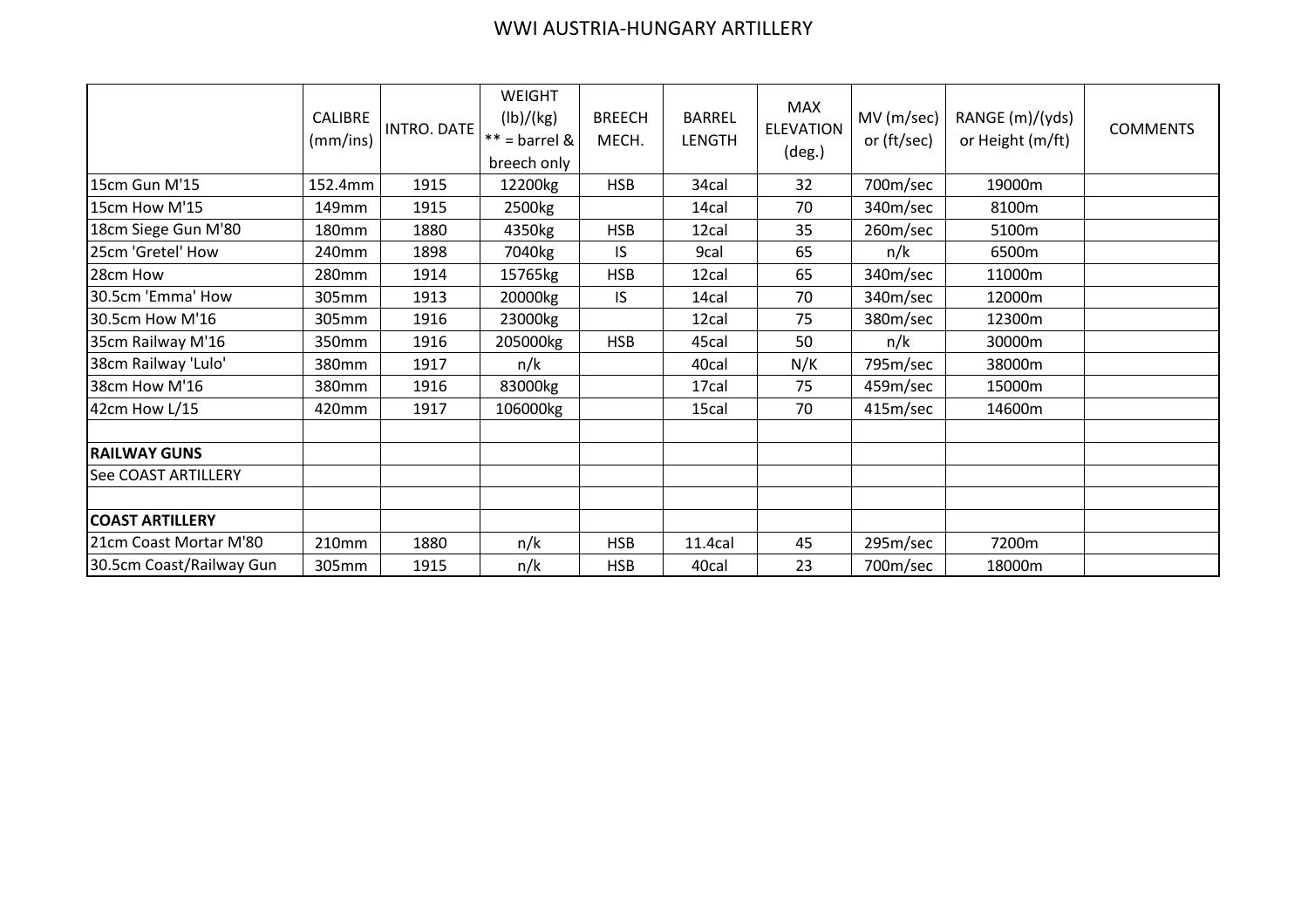# WWI AUSTRIA-HUNGARY ARTILLERY

| | CALIBRE (mm/ins) | INTRO. DATE | WEIGHT (lb)/(kg) ** = barrel & breech only | BREECH MECH. | BARREL LENGTH | MAX ELEVATION (deg.) | MV (m/sec) or (ft/sec) | RANGE (m)/(yds) or Height (m/ft) | COMMENTS |
|---|---|---|---|---|---|---|---|---|---|
| 15cm Gun M'15 | 152.4mm | 1915 | 12200kg | HSB | 34cal | 32 | 700m/sec | 19000m | |
| 15cm How M'15 | 149mm | 1915 | 2500kg | | 14cal | 70 | 340m/sec | 8100m | |
| 18cm Siege Gun M'80 | 180mm | 1880 | 4350kg | HSB | 12cal | 35 | 260m/sec | 5100m | |
| 25cm 'Gretel' How | 240mm | 1898 | 7040kg | IS | 9cal | 65 | n/k | 6500m | |
| 28cm How | 280mm | 1914 | 15765kg | HSB | 12cal | 65 | 340m/sec | 11000m | |
| 30.5cm 'Emma' How | 305mm | 1913 | 20000kg | IS | 14cal | 70 | 340m/sec | 12000m | |
| 30.5cm How M'16 | 305mm | 1916 | 23000kg | | 12cal | 75 | 380m/sec | 12300m | |
| 35cm Railway M'16 | 350mm | 1916 | 205000kg | HSB | 45cal | 50 | n/k | 30000m | |
| 38cm Railway 'Lulo' | 380mm | 1917 | n/k | | 40cal | N/K | 795m/sec | 38000m | |
| 38cm How M'16 | 380mm | 1916 | 83000kg | | 17cal | 75 | 459m/sec | 15000m | |
| 42cm How L/15 | 420mm | 1917 | 106000kg | | 15cal | 70 | 415m/sec | 14600m | |
| | | | | | | | | | |
| **RAILWAY GUNS** | | | | | | | | | |
| See COAST ARTILLERY | | | | | | | | | |
| | | | | | | | | | |
| **COAST ARTILLERY** | | | | | | | | | |
| 21cm Coast Mortar M'80 | 210mm | 1880 | n/k | HSB | 11.4cal | 45 | 295m/sec | 7200m | |
| 30.5cm Coast/Railway Gun | 305mm | 1915 | n/k | HSB | 40cal | 23 | 700m/sec | 18000m | |